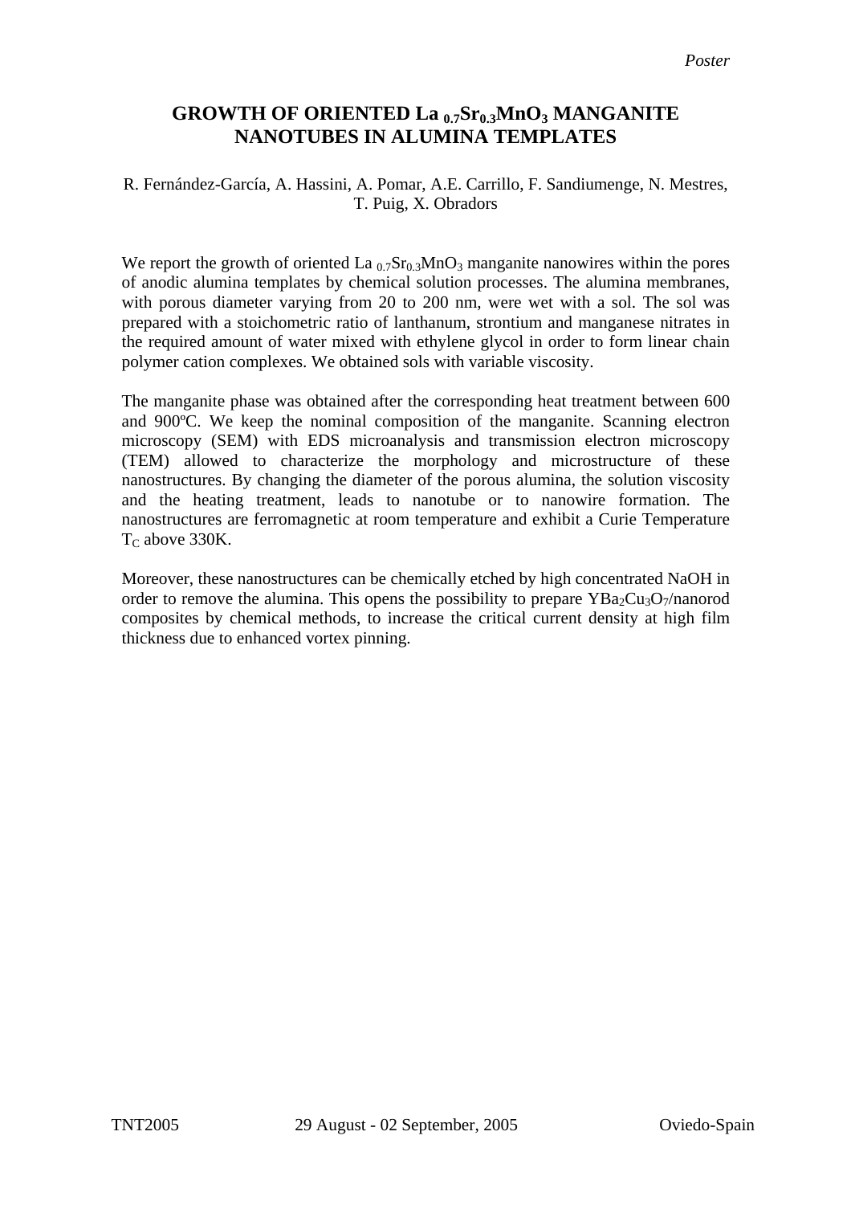*Poster*

# GROWTH OF ORIENTED La $_{0.7}$Sr$_{0.3}$MnO$_3$ MANGANITE NANOTUBES IN ALUMINA TEMPLATES

R. Fernández-García, A. Hassini, A. Pomar, A.E. Carrillo, F. Sandiumenge, N. Mestres, T. Puig, X. Obradors

We report the growth of oriented La $_{0.7}$Sr$_{0.3}$MnO$_3$ manganite nanowires within the pores of anodic alumina templates by chemical solution processes. The alumina membranes, with porous diameter varying from 20 to 200 nm, were wet with a sol. The sol was prepared with a stoichometric ratio of lanthanum, strontium and manganese nitrates in the required amount of water mixed with ethylene glycol in order to form linear chain polymer cation complexes. We obtained sols with variable viscosity.

The manganite phase was obtained after the corresponding heat treatment between 600 and 900ºC. We keep the nominal composition of the manganite. Scanning electron microscopy (SEM) with EDS microanalysis and transmission electron microscopy (TEM) allowed to characterize the morphology and microstructure of these nanostructures. By changing the diameter of the porous alumina, the solution viscosity and the heating treatment, leads to nanotube or to nanowire formation. The nanostructures are ferromagnetic at room temperature and exhibit a Curie Temperature $T_C$ above 330K.

Moreover, these nanostructures can be chemically etched by high concentrated NaOH in order to remove the alumina. This opens the possibility to prepare $YBa_2Cu_3O_7$/nanorod composites by chemical methods, to increase the critical current density at high film thickness due to enhanced vortex pinning.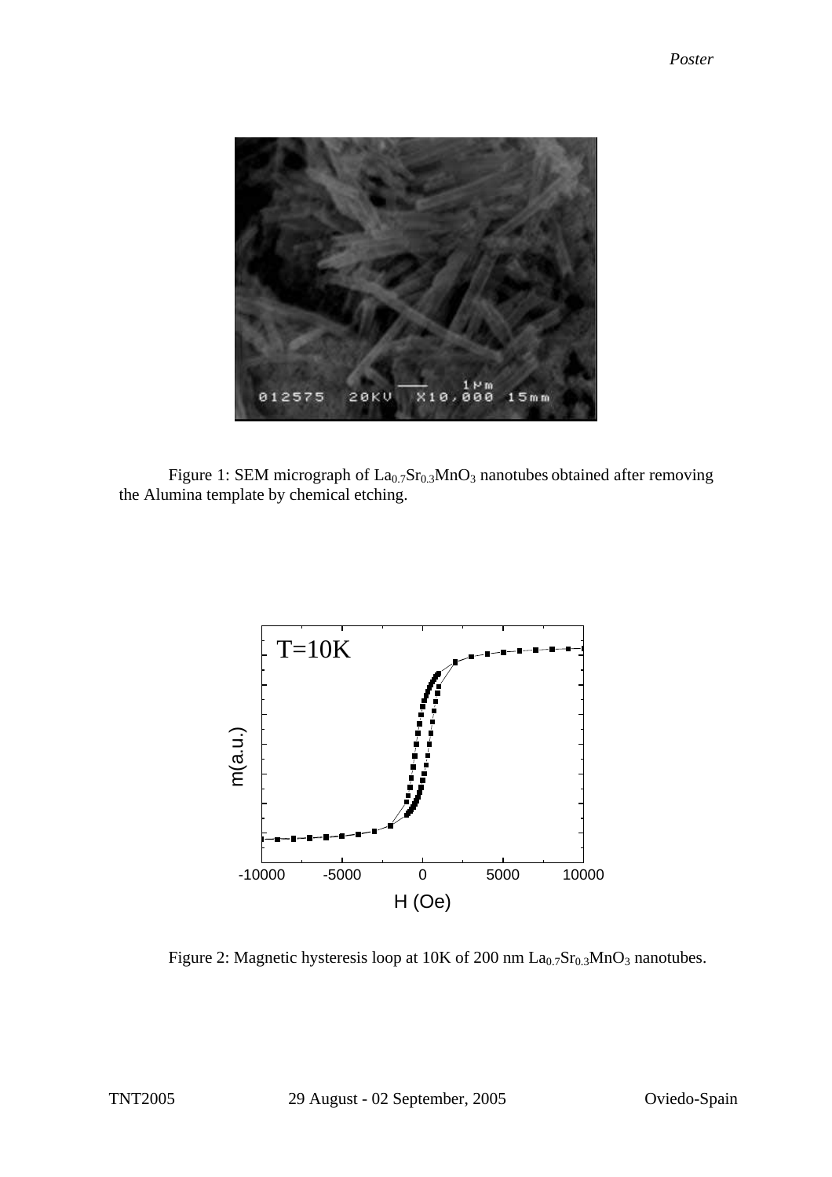012575 20KV X10,000 15mm

1 µm

Figure 1: SEM micrograph of $La_{0.7}Sr_{0.3}MnO_3$ nanotubes obtained after removing the Alumina template by chemical etching.

T=10K

m(a.u.)

-10000

-5000

0

5000

10000

H (Oe)

Figure 2: Magnetic hysteresis loop at 10K of 200 nm $La_{0.7}Sr_{0.3}MnO_3$ nanotubes.